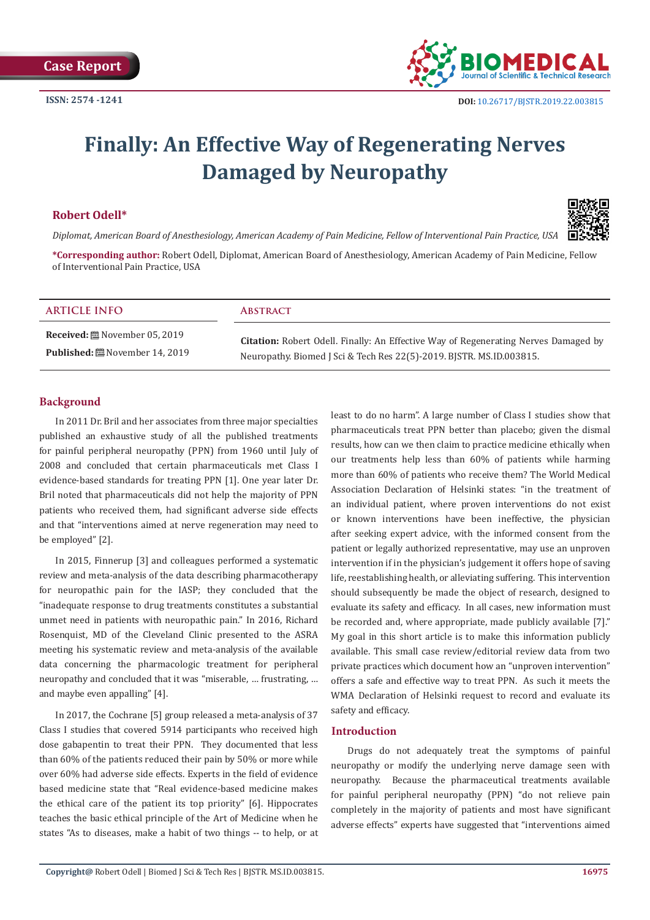Case Report

ISSN: 2574 -1241

DOI: 10.26717/BJSTR.2019.22.003815

# Finally: An Effective Way of Regenerating Nerves Damaged by Neuropathy

**Robert Odell***

*Diplomat, American Board of Anesthesiology, American Academy of Pain Medicine, Fellow of Interventional Pain Practice, USA*

***Corresponding author:** Robert Odell, Diplomat, American Board of Anesthesiology, American Academy of Pain Medicine, Fellow of Interventional Pain Practice, USA

## ARTICLE INFO

**Received:** November 05, 2019

**Published:** November 14, 2019

## Abstract

**Citation:** Robert Odell. Finally: An Effective Way of Regenerating Nerves Damaged by Neuropathy. Biomed J Sci & Tech Res 22(5)-2019. BJSTR. MS.ID.003815.

## Background

In 2011 Dr. Bril and her associates from three major specialties published an exhaustive study of all the published treatments for painful peripheral neuropathy (PPN) from 1960 until July of 2008 and concluded that certain pharmaceuticals met Class I evidence-based standards for treating PPN [1]. One year later Dr. Bril noted that pharmaceuticals did not help the majority of PPN patients who received them, had significant adverse side effects and that "interventions aimed at nerve regeneration may need to be employed" [2].

In 2015, Finnerup [3] and colleagues performed a systematic review and meta-analysis of the data describing pharmacotherapy for neuropathic pain for the IASP; they concluded that the "inadequate response to drug treatments constitutes a substantial unmet need in patients with neuropathic pain." In 2016, Richard Rosenquist, MD of the Cleveland Clinic presented to the ASRA meeting his systematic review and meta-analysis of the available data concerning the pharmacologic treatment for peripheral neuropathy and concluded that it was "miserable, … frustrating, … and maybe even appalling" [4].

In 2017, the Cochrane [5] group released a meta-analysis of 37 Class I studies that covered 5914 participants who received high dose gabapentin to treat their PPN. They documented that less than 60% of the patients reduced their pain by 50% or more while over 60% had adverse side effects. Experts in the field of evidence based medicine state that "Real evidence-based medicine makes the ethical care of the patient its top priority" [6]. Hippocrates teaches the basic ethical principle of the Art of Medicine when he states "As to diseases, make a habit of two things -- to help, or at least to do no harm". A large number of Class I studies show that pharmaceuticals treat PPN better than placebo; given the dismal results, how can we then claim to practice medicine ethically when our treatments help less than 60% of patients while harming more than 60% of patients who receive them? The World Medical Association Declaration of Helsinki states: "in the treatment of an individual patient, where proven interventions do not exist or known interventions have been ineffective, the physician after seeking expert advice, with the informed consent from the patient or legally authorized representative, may use an unproven intervention if in the physician's judgement it offers hope of saving life, reestablishing health, or alleviating suffering. This intervention should subsequently be made the object of research, designed to evaluate its safety and efficacy. In all cases, new information must be recorded and, where appropriate, made publicly available [7]." My goal in this short article is to make this information publicly available. This small case review/editorial review data from two private practices which document how an "unproven intervention" offers a safe and effective way to treat PPN. As such it meets the WMA Declaration of Helsinki request to record and evaluate its safety and efficacy.

## Introduction

Drugs do not adequately treat the symptoms of painful neuropathy or modify the underlying nerve damage seen with neuropathy. Because the pharmaceutical treatments available for painful peripheral neuropathy (PPN) "do not relieve pain completely in the majority of patients and most have significant adverse effects" experts have suggested that "interventions aimed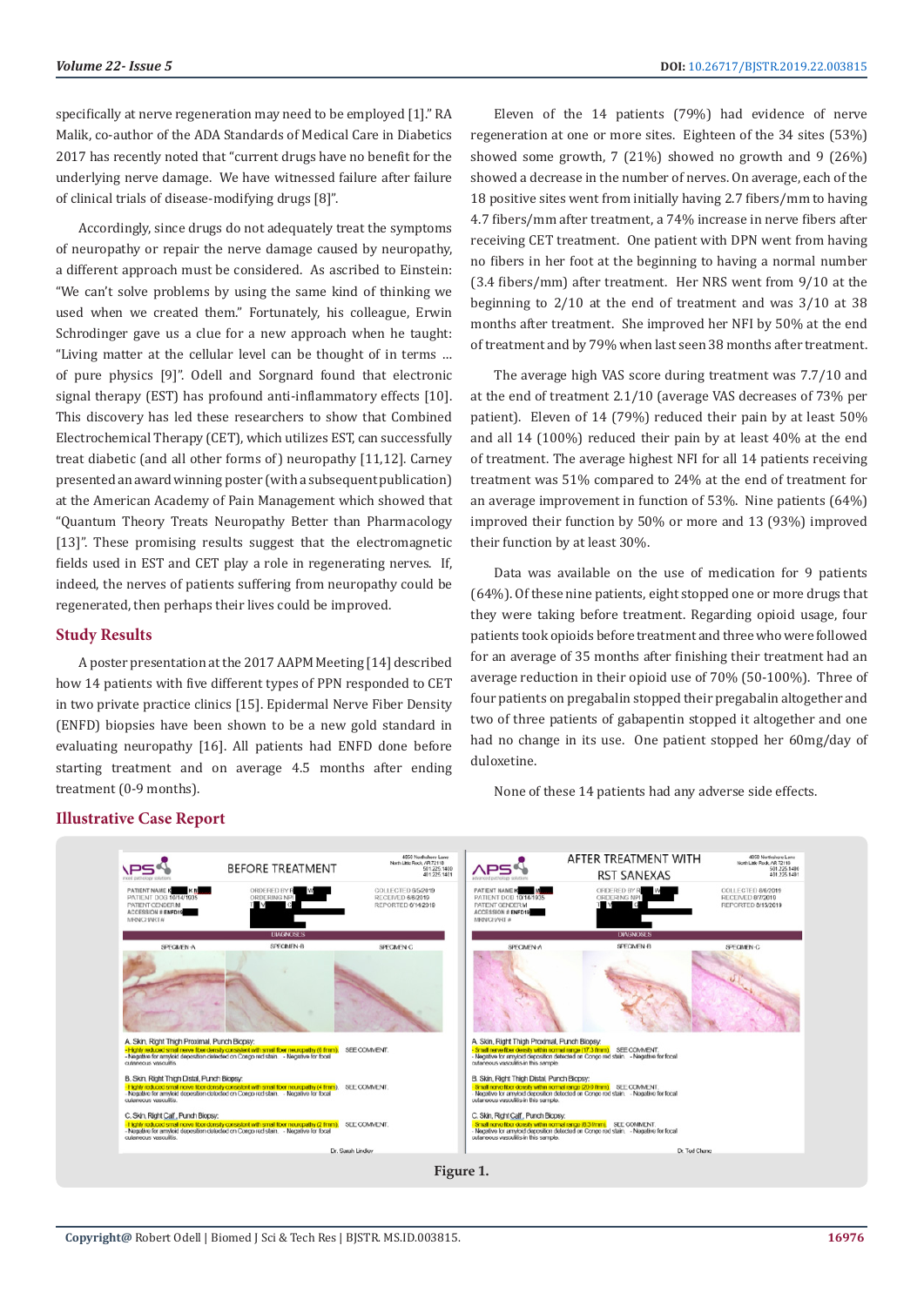specifically at nerve regeneration may need to be employed [1]." RA Malik, co-author of the ADA Standards of Medical Care in Diabetics 2017 has recently noted that "current drugs have no benefit for the underlying nerve damage. We have witnessed failure after failure of clinical trials of disease-modifying drugs [8]".

Accordingly, since drugs do not adequately treat the symptoms of neuropathy or repair the nerve damage caused by neuropathy, a different approach must be considered. As ascribed to Einstein: "We can't solve problems by using the same kind of thinking we used when we created them." Fortunately, his colleague, Erwin Schrodinger gave us a clue for a new approach when he taught: "Living matter at the cellular level can be thought of in terms … of pure physics [9]". Odell and Sorgnard found that electronic signal therapy (EST) has profound anti-inflammatory effects [10]. This discovery has led these researchers to show that Combined Electrochemical Therapy (CET), which utilizes EST, can successfully treat diabetic (and all other forms of) neuropathy [11,12]. Carney presented an award winning poster (with a subsequent publication) at the American Academy of Pain Management which showed that "Quantum Theory Treats Neuropathy Better than Pharmacology [13]". These promising results suggest that the electromagnetic fields used in EST and CET play a role in regenerating nerves. If, indeed, the nerves of patients suffering from neuropathy could be regenerated, then perhaps their lives could be improved.

## Study Results

A poster presentation at the 2017 AAPM Meeting [14] described how 14 patients with five different types of PPN responded to CET in two private practice clinics [15]. Epidermal Nerve Fiber Density (ENFD) biopsies have been shown to be a new gold standard in evaluating neuropathy [16]. All patients had ENFD done before starting treatment and on average 4.5 months after ending treatment (0-9 months).

Eleven of the 14 patients (79%) had evidence of nerve regeneration at one or more sites. Eighteen of the 34 sites (53%) showed some growth, 7 (21%) showed no growth and 9 (26%) showed a decrease in the number of nerves. On average, each of the 18 positive sites went from initially having 2.7 fibers/mm to having 4.7 fibers/mm after treatment, a 74% increase in nerve fibers after receiving CET treatment. One patient with DPN went from having no fibers in her foot at the beginning to having a normal number (3.4 fibers/mm) after treatment. Her NRS went from 9/10 at the beginning to 2/10 at the end of treatment and was 3/10 at 38 months after treatment. She improved her NFI by 50% at the end of treatment and by 79% when last seen 38 months after treatment.

The average high VAS score during treatment was 7.7/10 and at the end of treatment 2.1/10 (average VAS decreases of 73% per patient). Eleven of 14 (79%) reduced their pain by at least 50% and all 14 (100%) reduced their pain by at least 40% at the end of treatment. The average highest NFI for all 14 patients receiving treatment was 51% compared to 24% at the end of treatment for an average improvement in function of 53%. Nine patients (64%) improved their function by 50% or more and 13 (93%) improved their function by at least 30%.

Data was available on the use of medication for 9 patients (64%). Of these nine patients, eight stopped one or more drugs that they were taking before treatment. Regarding opioid usage, four patients took opioids before treatment and three who were followed for an average of 35 months after finishing their treatment had an average reduction in their opioid use of 70% (50-100%). Three of four patients on pregabalin stopped their pregabalin altogether and two of three patients of gabapentin stopped it altogether and one had no change in its use. One patient stopped her 60mg/day of duloxetine.

None of these 14 patients had any adverse side effects.

## Illustrative Case Report

Figure 1.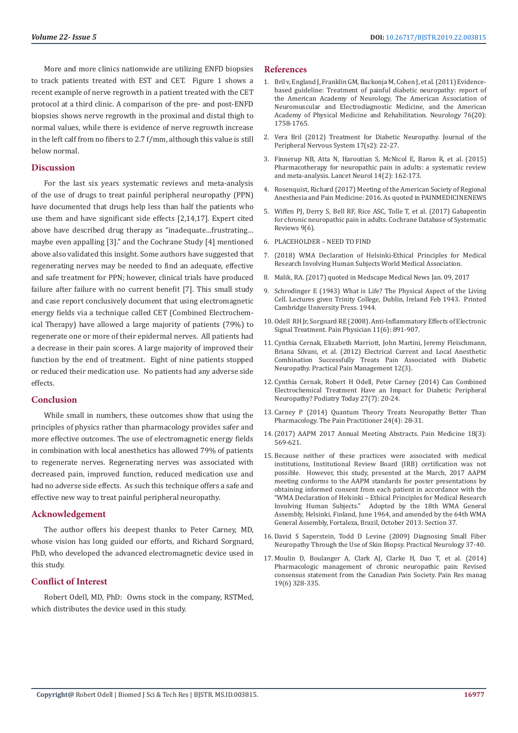More and more clinics nationwide are utilizing ENFD biopsies to track patients treated with EST and CET. Figure 1 shows a recent example of nerve regrowth in a patient treated with the CET protocol at a third clinic. A comparison of the pre- and post-ENFD biopsies shows nerve regrowth in the proximal and distal thigh to normal values, while there is evidence of nerve regrowth increase in the left calf from no fibers to 2.7 f/mm, although this value is still below normal.

## Discussion

For the last six years systematic reviews and meta-analysis of the use of drugs to treat painful peripheral neuropathy (PPN) have documented that drugs help less than half the patients who use them and have significant side effects [2,14,17]. Expert cited above have described drug therapy as "inadequate…frustrating… maybe even appalling [3]." and the Cochrane Study [4] mentioned above also validated this insight. Some authors have suggested that regenerating nerves may be needed to find an adequate, effective and safe treatment for PPN; however, clinical trials have produced failure after failure with no current benefit [7]. This small study and case report conclusively document that using electromagnetic energy fields via a technique called CET (Combined Electrochemical Therapy) have allowed a large majority of patients (79%) to regenerate one or more of their epidermal nerves. All patients had a decrease in their pain scores. A large majority of improved their function by the end of treatment. Eight of nine patients stopped or reduced their medication use. No patients had any adverse side effects.

## Conclusion

While small in numbers, these outcomes show that using the principles of physics rather than pharmacology provides safer and more effective outcomes. The use of electromagnetic energy fields in combination with local anesthetics has allowed 79% of patients to regenerate nerves. Regenerating nerves was associated with decreased pain, improved function, reduced medication use and had no adverse side effects. As such this technique offers a safe and effective new way to treat painful peripheral neuropathy.

## Acknowledgement

The author offers his deepest thanks to Peter Carney, MD, whose vision has long guided our efforts, and Richard Sorgnard, PhD, who developed the advanced electromagnetic device used in this study.

## Conflict of Interest

Robert Odell, MD, PhD: Owns stock in the company, RSTMed, which distributes the device used in this study.

## References

1. Bril v, England J, Franklin GM, Backonja M, Cohen J, et al. (2011) Evidence-based guideline: Treatment of painful diabetic neuropathy: report of the American Academy of Neurology, The American Association of Neuromuscular and Electrodiagnostic Medicine, and the American Academy of Physical Medicine and Rehabilitation. Neurology 76(20): 1758-1765.
2. Vera Bril (2012) Treatment for Diabetic Neuropathy. Journal of the Peripheral Nervous System 17(s2): 22-27.
3. Finnerup NB, Atta N, Haroutian S, McNicol E, Baron R, et al. (2015) Pharmacotherapy for neuropathic pain in adults: a systematic review and meta-analysis. Lancet Neurol 14(2): 162-173.
4. Rosenquist, Richard (2017) Meeting of the American Society of Regional Anesthesia and Pain Medicine: 2016. As quoted in PAINMEDICINENEWS
5. Wiffen PJ, Derry S, Bell RF, Rice ASC, Tolle T, et al. (2017) Gabapentin for chronic neuropathic pain in adults. Cochrane Database of Systematic Reviews 9(6).
6. PLACEHOLDER – NEED TO FIND
7. (2018) WMA Declaration of Helsinki-Ethical Principles for Medical Research Involving Human Subjects World Medical Association.
8. Malik, RA. (2017) quoted in Medscape Medical News Jan. 09, 2017
9. Schrodinger E (1943) What is Life? The Physical Aspect of the Living Cell. Lectures given Trinity College, Dublin, Ireland Feb 1943. Printed Cambridge University Press. 1944.
10. Odell RH Jr, Sorgnard RE (2008). Anti-Inflammatory Effects of Electronic Signal Treatment. Pain Physician 11(6): 891-907.
11. Cynthia Cernak, Elizabeth Marriott, John Martini, Jeremy Fleischmann, Briana Silvani, et al. (2012) Electrical Current and Local Anesthetic Combination Successfully Treats Pain Associated with Diabetic Neuropathy. Practical Pain Management 12(3).
12. Cynthia Cernak, Robert H Odell, Peter Carney (2014) Can Combined Electrochemical Treatment Have an Impact for Diabetic Peripheral Neuropathy? Podiatry Today 27(7): 20-24.
13. Carney P (2014) Quantum Theory Treats Neuropathy Better Than Pharmacology. The Pain Practitioner 24(4): 28-31.
14. (2017) AAPM 2017 Annual Meeting Abstracts. Pain Medicine 18(3): 569-621.
15. Because neither of these practices were associated with medical institutions, Institutional Review Board (IRB) certification was not possible. However, this study, presented at the March, 2017 AAPM meeting conforms to the AAPM standards for poster presentations by obtaining informed consent from each patient in accordance with the "WMA Declaration of Helsinki – Ethical Principles for Medical Research Involving Human Subjects." Adopted by the 18th WMA General Assembly, Helsinki, Finland, June 1964, and amended by the 64th WMA General Assembly, Fortaleza, Brazil, October 2013: Section 37.
16. David S Saperstein, Todd D Levine (2009) Diagnosing Small Fiber Neuropathy Through the Use of Skin Biopsy. Practical Neurology 37-40.
17. Moulin D, Boulanger A, Clark AJ, Clarke H, Dao T, et al. (2014) Pharmacologic management of chronic neuropathic pain: Revised consensus statement from the Canadian Pain Society. Pain Res manag 19(6) 328-335.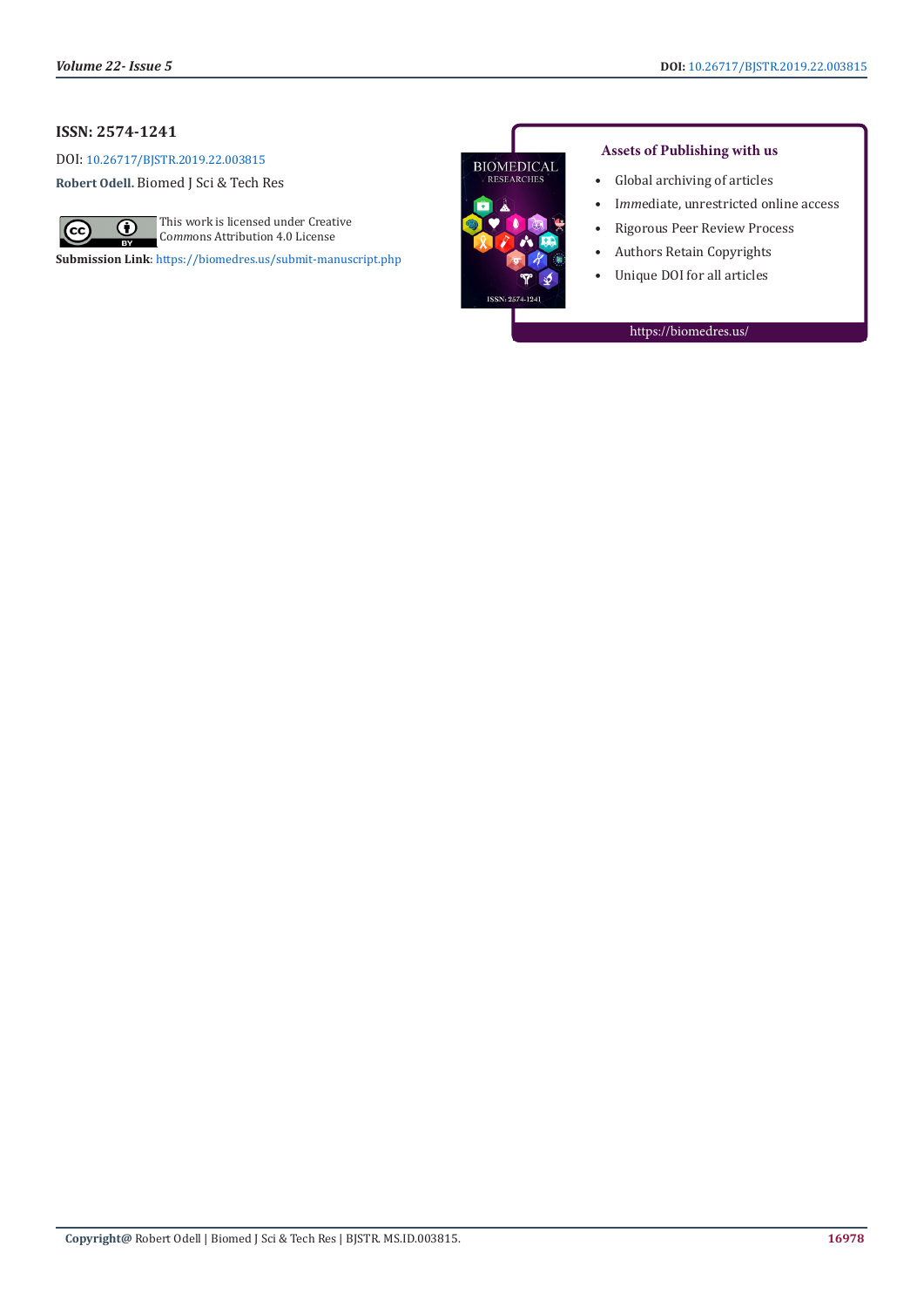**ISSN: 2574-1241**

DOI: 10.26717/BJSTR.2019.22.003815

**Robert Odell.** Biomed J Sci & Tech Res

This work is licensed under Creative Commons Attribution 4.0 License

**Submission Link**: https://biomedres.us/submit-manuscript.php

**Assets of Publishing with us**

- Global archiving of articles
- Immediate, unrestricted online access
- Rigorous Peer Review Process
- Authors Retain Copyrights
- Unique DOI for all articles

https://biomedres.us/